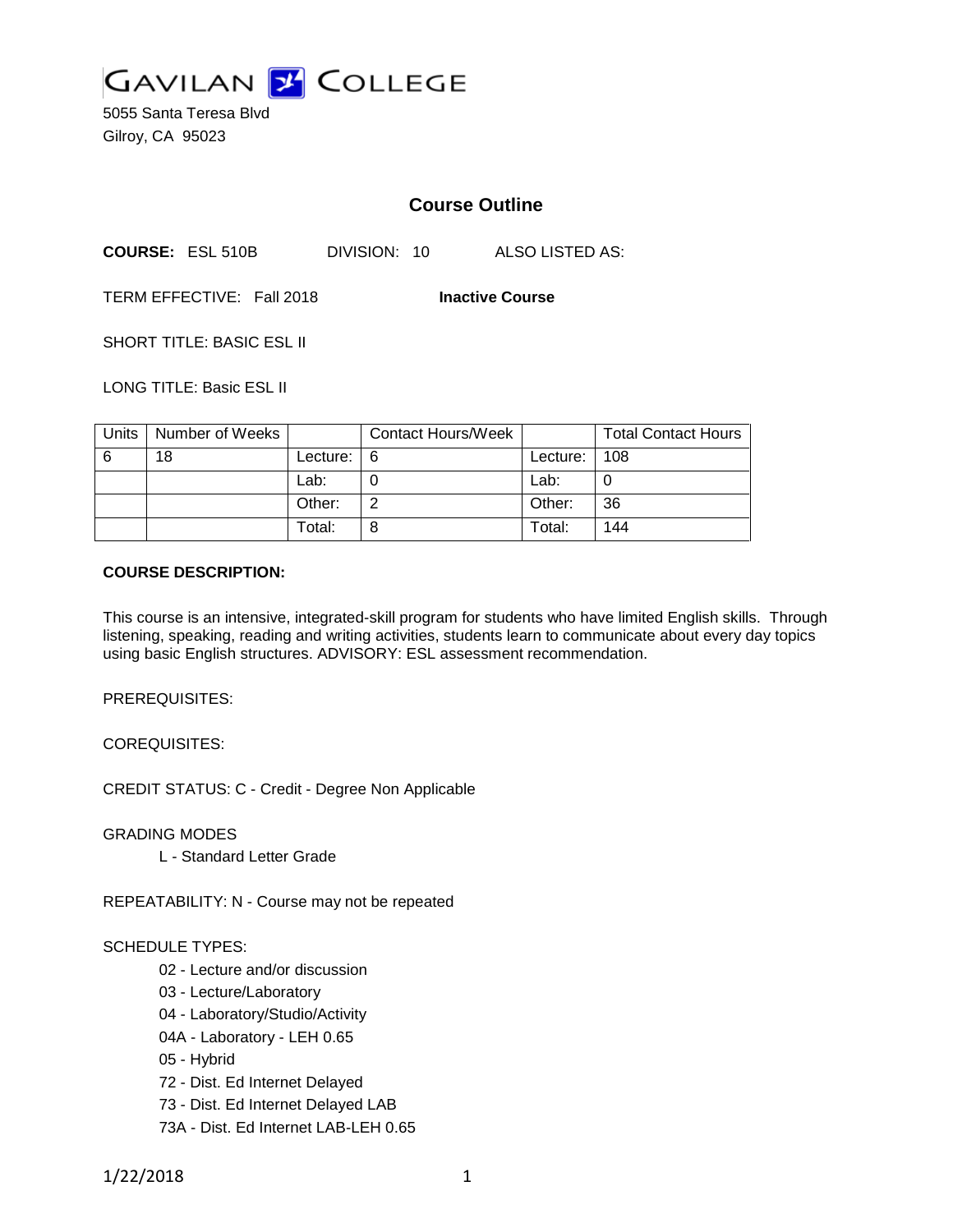# GAVILAN COLLEGE

5055 Santa Teresa Blvd
Gilroy, CA 95023

## Course Outline

**COURSE:** ESL 510B DIVISION: 10 ALSO LISTED AS:

TERM EFFECTIVE: Fall 2018 **Inactive Course**

SHORT TITLE: BASIC ESL II

LONG TITLE: Basic ESL II

| Units | Number of Weeks | | Contact Hours/Week | | Total Contact Hours |
|---|---|---|---|---|---|
| 6 | 18 | Lecture: | 6 | Lecture: | 108 |
| | | Lab: | 0 | Lab: | 0 |
| | | Other: | 2 | Other: | 36 |
| | | Total: | 8 | Total: | 144 |

**COURSE DESCRIPTION:**

This course is an intensive, integrated-skill program for students who have limited English skills. Through listening, speaking, reading and writing activities, students learn to communicate about every day topics using basic English structures. ADVISORY: ESL assessment recommendation.

PREREQUISITES:

COREQUISITES:

CREDIT STATUS: C - Credit - Degree Non Applicable

GRADING MODES

L - Standard Letter Grade

REPEATABILITY: N - Course may not be repeated

SCHEDULE TYPES:

02 - Lecture and/or discussion
03 - Lecture/Laboratory
04 - Laboratory/Studio/Activity
04A - Laboratory - LEH 0.65
05 - Hybrid
72 - Dist. Ed Internet Delayed
73 - Dist. Ed Internet Delayed LAB
73A - Dist. Ed Internet LAB-LEH 0.65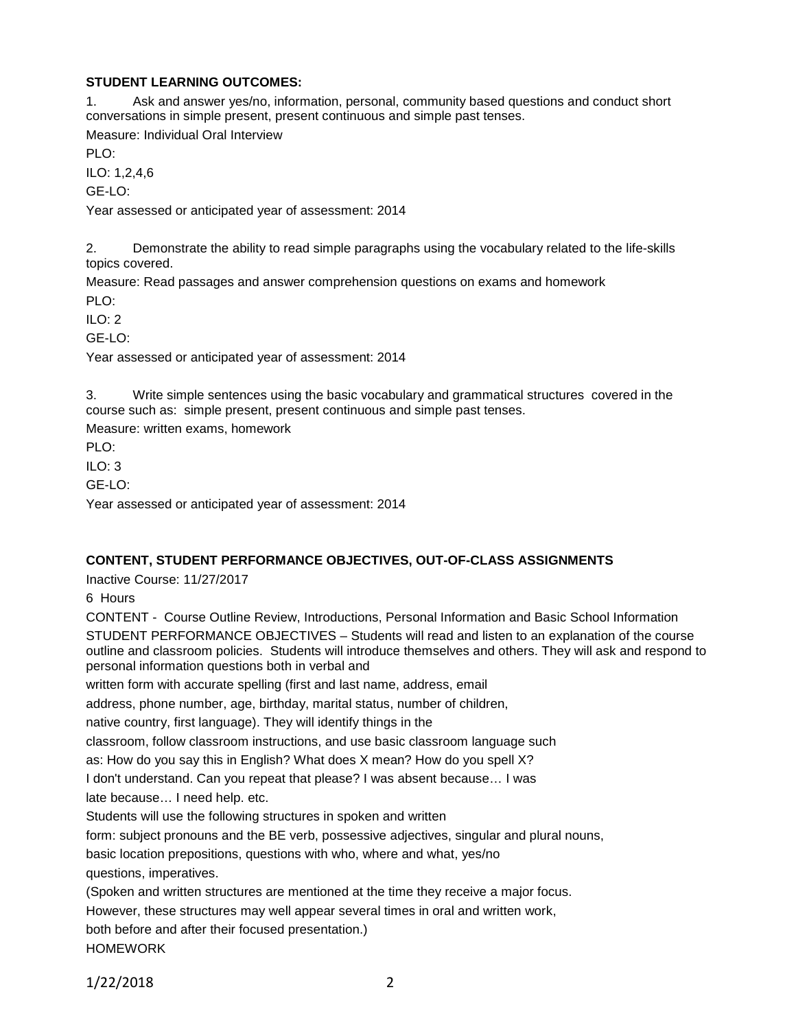**STUDENT LEARNING OUTCOMES:**

1. Ask and answer yes/no, information, personal, community based questions and conduct short conversations in simple present, present continuous and simple past tenses.

Measure: Individual Oral Interview

PLO:

ILO: 1,2,4,6

GE-LO:

Year assessed or anticipated year of assessment: 2014

2. Demonstrate the ability to read simple paragraphs using the vocabulary related to the life-skills topics covered.

Measure: Read passages and answer comprehension questions on exams and homework

PLO:

ILO: 2

GE-LO:

Year assessed or anticipated year of assessment: 2014

3. Write simple sentences using the basic vocabulary and grammatical structures covered in the course such as: simple present, present continuous and simple past tenses.

Measure: written exams, homework

PLO:

ILO: 3

GE-LO:

Year assessed or anticipated year of assessment: 2014

**CONTENT, STUDENT PERFORMANCE OBJECTIVES, OUT-OF-CLASS ASSIGNMENTS**

Inactive Course: 11/27/2017

6 Hours

CONTENT - Course Outline Review, Introductions, Personal Information and Basic School Information

STUDENT PERFORMANCE OBJECTIVES – Students will read and listen to an explanation of the course outline and classroom policies. Students will introduce themselves and others. They will ask and respond to personal information questions both in verbal and written form with accurate spelling (first and last name, address, email address, phone number, age, birthday, marital status, number of children, native country, first language). They will identify things in the classroom, follow classroom instructions, and use basic classroom language such as: How do you say this in English? What does X mean? How do you spell X? I don't understand. Can you repeat that please? I was absent because… I was late because… I need help. etc.

Students will use the following structures in spoken and written form: subject pronouns and the BE verb, possessive adjectives, singular and plural nouns, basic location prepositions, questions with who, where and what, yes/no questions, imperatives.

(Spoken and written structures are mentioned at the time they receive a major focus. However, these structures may well appear several times in oral and written work, both before and after their focused presentation.)

HOMEWORK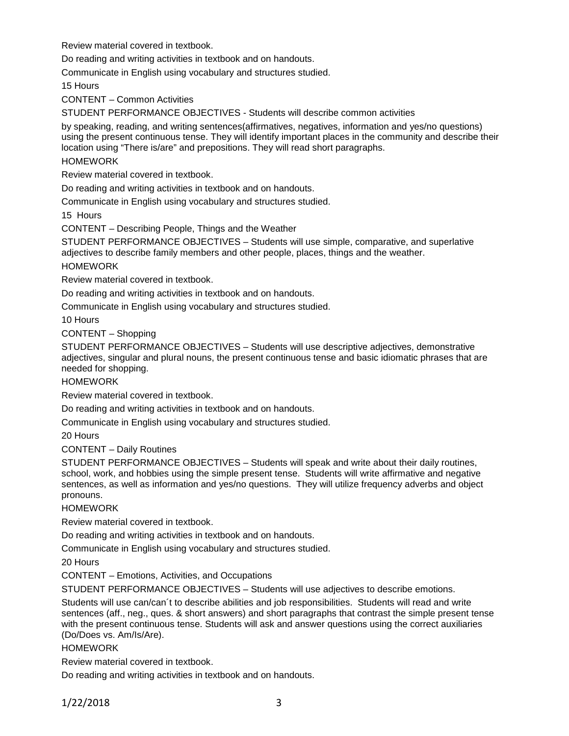Review material covered in textbook.

Do reading and writing activities in textbook and on handouts.

Communicate in English using vocabulary and structures studied.

15 Hours

CONTENT – Common Activities

STUDENT PERFORMANCE OBJECTIVES - Students will describe common activities

by speaking, reading, and writing sentences(affirmatives, negatives, information and yes/no questions) using the present continuous tense. They will identify important places in the community and describe their location using "There is/are" and prepositions. They will read short paragraphs.

HOMEWORK

Review material covered in textbook.

Do reading and writing activities in textbook and on handouts.

Communicate in English using vocabulary and structures studied.

15 Hours

CONTENT – Describing People, Things and the Weather

STUDENT PERFORMANCE OBJECTIVES – Students will use simple, comparative, and superlative adjectives to describe family members and other people, places, things and the weather.

HOMEWORK

Review material covered in textbook.

Do reading and writing activities in textbook and on handouts.

Communicate in English using vocabulary and structures studied.

10 Hours

CONTENT – Shopping

STUDENT PERFORMANCE OBJECTIVES – Students will use descriptive adjectives, demonstrative adjectives, singular and plural nouns, the present continuous tense and basic idiomatic phrases that are needed for shopping.

HOMEWORK

Review material covered in textbook.

Do reading and writing activities in textbook and on handouts.

Communicate in English using vocabulary and structures studied.

20 Hours

CONTENT – Daily Routines

STUDENT PERFORMANCE OBJECTIVES – Students will speak and write about their daily routines, school, work, and hobbies using the simple present tense. Students will write affirmative and negative sentences, as well as information and yes/no questions. They will utilize frequency adverbs and object pronouns.

HOMEWORK

Review material covered in textbook.

Do reading and writing activities in textbook and on handouts.

Communicate in English using vocabulary and structures studied.

20 Hours

CONTENT – Emotions, Activities, and Occupations

STUDENT PERFORMANCE OBJECTIVES – Students will use adjectives to describe emotions.

Students will use can/can´t to describe abilities and job responsibilities. Students will read and write sentences (aff., neg., ques. & short answers) and short paragraphs that contrast the simple present tense with the present continuous tense. Students will ask and answer questions using the correct auxiliaries (Do/Does vs. Am/Is/Are).

HOMEWORK

Review material covered in textbook.

Do reading and writing activities in textbook and on handouts.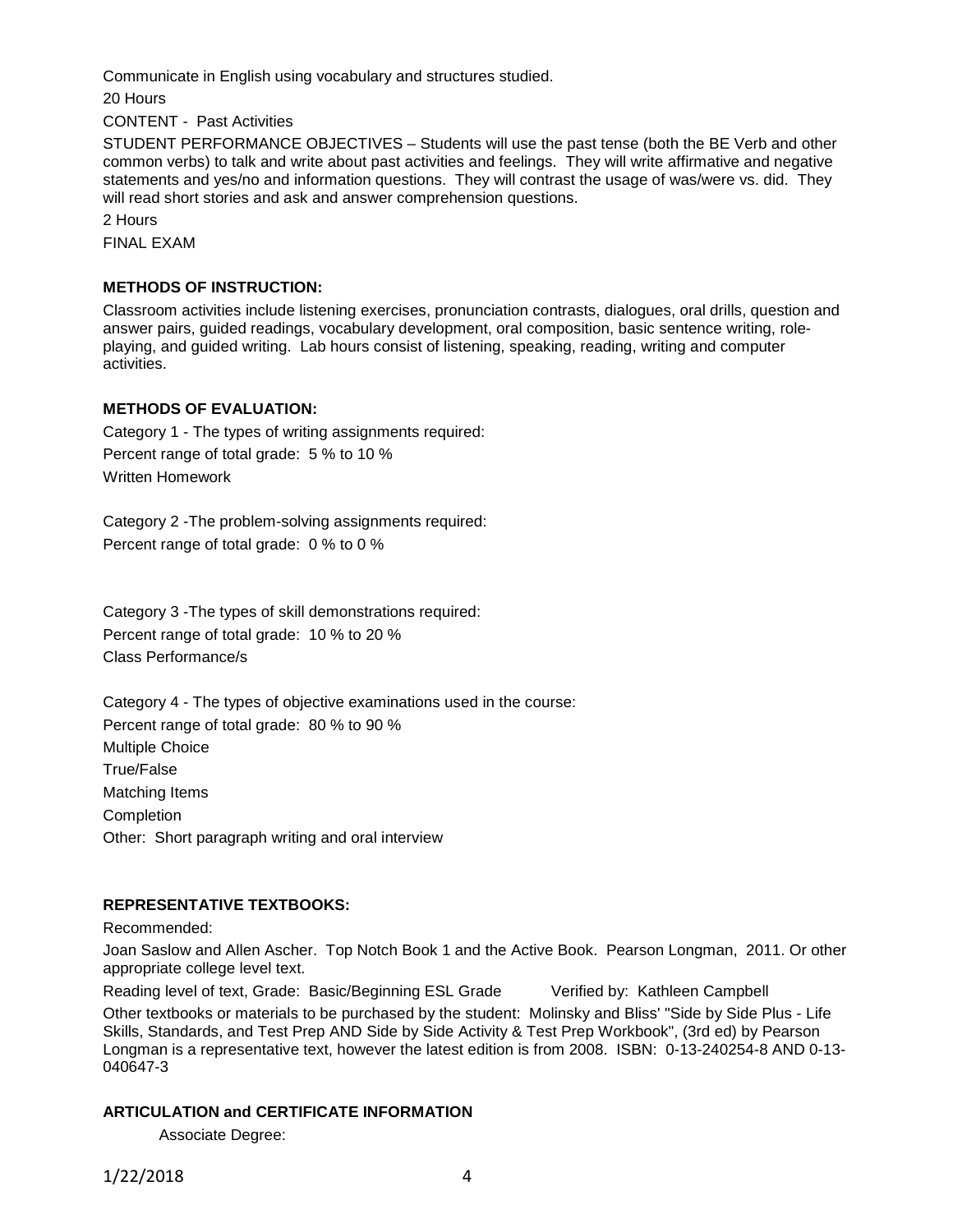Communicate in English using vocabulary and structures studied.

20 Hours

CONTENT - Past Activities

STUDENT PERFORMANCE OBJECTIVES – Students will use the past tense (both the BE Verb and other common verbs) to talk and write about past activities and feelings. They will write affirmative and negative statements and yes/no and information questions. They will contrast the usage of was/were vs. did. They will read short stories and ask and answer comprehension questions.

2 Hours

FINAL EXAM

**METHODS OF INSTRUCTION:**

Classroom activities include listening exercises, pronunciation contrasts, dialogues, oral drills, question and answer pairs, guided readings, vocabulary development, oral composition, basic sentence writing, role-playing, and guided writing. Lab hours consist of listening, speaking, reading, writing and computer activities.

**METHODS OF EVALUATION:**

Category 1 - The types of writing assignments required:
Percent range of total grade: 5 % to 10 %
Written Homework

Category 2 -The problem-solving assignments required:
Percent range of total grade: 0 % to 0 %

Category 3 -The types of skill demonstrations required:
Percent range of total grade: 10 % to 20 %
Class Performance/s

Category 4 - The types of objective examinations used in the course:
Percent range of total grade: 80 % to 90 %
Multiple Choice
True/False
Matching Items
Completion
Other: Short paragraph writing and oral interview

**REPRESENTATIVE TEXTBOOKS:**

Recommended:

Joan Saslow and Allen Ascher. Top Notch Book 1 and the Active Book. Pearson Longman, 2011. Or other appropriate college level text.

Reading level of text, Grade: Basic/Beginning ESL Grade Verified by: Kathleen Campbell

Other textbooks or materials to be purchased by the student: Molinsky and Bliss' "Side by Side Plus - Life Skills, Standards, and Test Prep AND Side by Side Activity & Test Prep Workbook", (3rd ed) by Pearson Longman is a representative text, however the latest edition is from 2008. ISBN: 0-13-240254-8 AND 0-13-040647-3

**ARTICULATION and CERTIFICATE INFORMATION**

Associate Degree: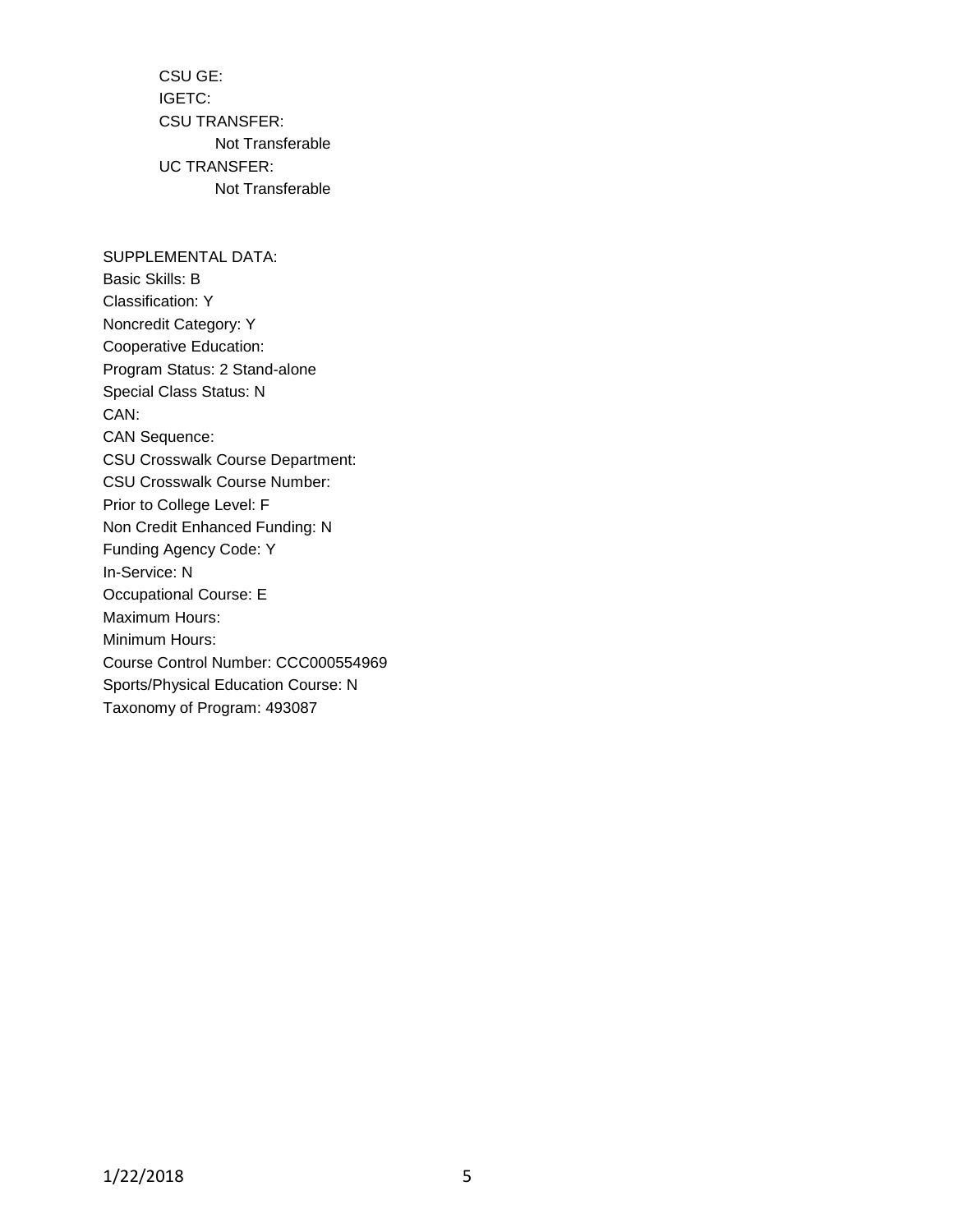CSU GE:

IGETC:

CSU TRANSFER:

Not Transferable

UC TRANSFER:

Not Transferable

SUPPLEMENTAL DATA:

Basic Skills: B

Classification: Y

Noncredit Category: Y

Cooperative Education:

Program Status: 2 Stand-alone

Special Class Status: N

CAN:

CAN Sequence:

CSU Crosswalk Course Department:

CSU Crosswalk Course Number:

Prior to College Level: F

Non Credit Enhanced Funding: N

Funding Agency Code: Y

In-Service: N

Occupational Course: E

Maximum Hours:

Minimum Hours:

Course Control Number: CCC000554969

Sports/Physical Education Course: N

Taxonomy of Program: 493087